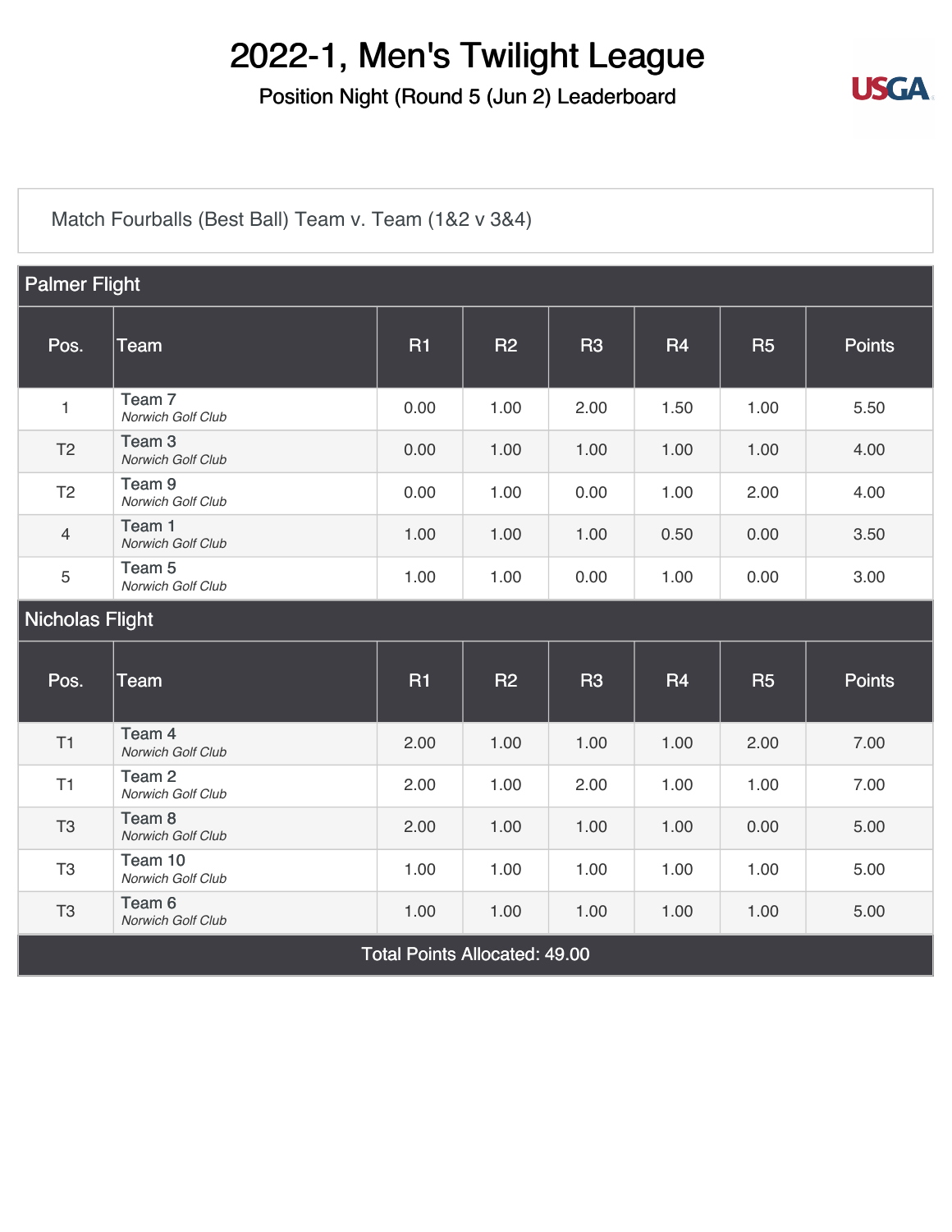# 2022-1, Men's Twilight League

## Position Night (Round 5 (Jun 2) Leaderboard

Match Fourballs (Best Ball) Team v. Team (1&2 v 3&4)

### Palmer Flight

| Pos. | Team | R1 | R2 | R3 | R4 | R5 | Points |
|---|---|---|---|---|---|---|---|
| 1 | Team 7 *Norwich Golf Club* | 0.00 | 1.00 | 2.00 | 1.50 | 1.00 | 5.50 |
| T2 | Team 3 *Norwich Golf Club* | 0.00 | 1.00 | 1.00 | 1.00 | 1.00 | 4.00 |
| T2 | Team 9 *Norwich Golf Club* | 0.00 | 1.00 | 0.00 | 1.00 | 2.00 | 4.00 |
| 4 | Team 1 *Norwich Golf Club* | 1.00 | 1.00 | 1.00 | 0.50 | 0.00 | 3.50 |
| 5 | Team 5 *Norwich Golf Club* | 1.00 | 1.00 | 0.00 | 1.00 | 0.00 | 3.00 |

### Nicholas Flight

| Pos. | Team | R1 | R2 | R3 | R4 | R5 | Points |
|---|---|---|---|---|---|---|---|
| T1 | Team 4 *Norwich Golf Club* | 2.00 | 1.00 | 1.00 | 1.00 | 2.00 | 7.00 |
| T1 | Team 2 *Norwich Golf Club* | 2.00 | 1.00 | 2.00 | 1.00 | 1.00 | 7.00 |
| T3 | Team 8 *Norwich Golf Club* | 2.00 | 1.00 | 1.00 | 1.00 | 0.00 | 5.00 |
| T3 | Team 10 *Norwich Golf Club* | 1.00 | 1.00 | 1.00 | 1.00 | 1.00 | 5.00 |
| T3 | Team 6 *Norwich Golf Club* | 1.00 | 1.00 | 1.00 | 1.00 | 1.00 | 5.00 |

Total Points Allocated: 49.00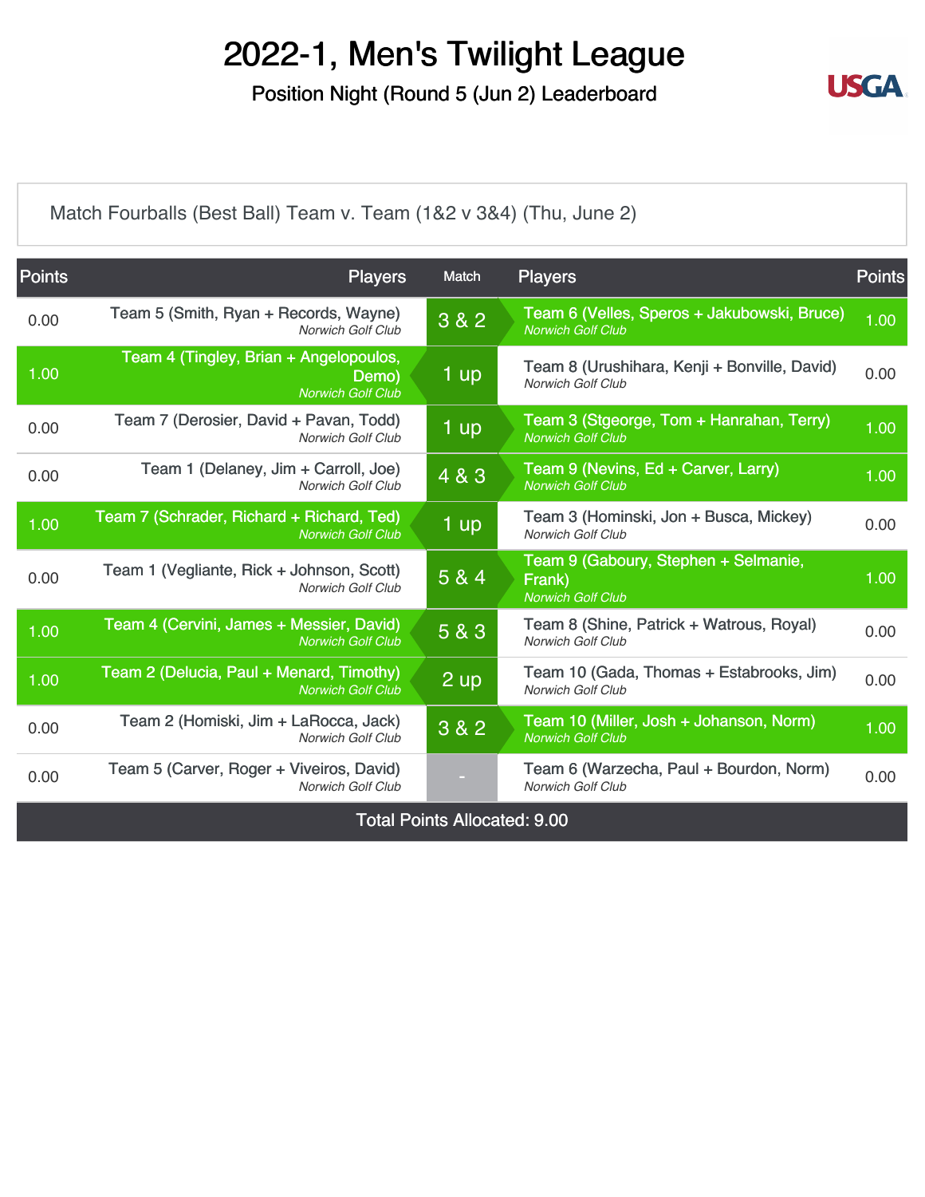# 2022-1, Men's Twilight League

## Position Night (Round 5 (Jun 2) Leaderboard

Match Fourballs (Best Ball) Team v. Team (1&2 v 3&4) (Thu, June 2)

| Points | Players | Match | Players | Points |
|---|---|---|---|---|
| 0.00 | Team 5 (Smith, Ryan + Records, Wayne) *Norwich Golf Club* | 3 & 2 | Team 6 (Velles, Speros + Jakubowski, Bruce) *Norwich Golf Club* | 1.00 |
| 1.00 | Team 4 (Tingley, Brian + Angelopoulos, Demo) *Norwich Golf Club* | 1 up | Team 8 (Urushihara, Kenji + Bonville, David) *Norwich Golf Club* | 0.00 |
| 0.00 | Team 7 (Derosier, David + Pavan, Todd) *Norwich Golf Club* | 1 up | Team 3 (Stgeorge, Tom + Hanrahan, Terry) *Norwich Golf Club* | 1.00 |
| 0.00 | Team 1 (Delaney, Jim + Carroll, Joe) *Norwich Golf Club* | 4 & 3 | Team 9 (Nevins, Ed + Carver, Larry) *Norwich Golf Club* | 1.00 |
| 1.00 | Team 7 (Schrader, Richard + Richard, Ted) *Norwich Golf Club* | 1 up | Team 3 (Hominski, Jon + Busca, Mickey) *Norwich Golf Club* | 0.00 |
| 0.00 | Team 1 (Vegliante, Rick + Johnson, Scott) *Norwich Golf Club* | 5 & 4 | Team 9 (Gaboury, Stephen + Selmanie, Frank) *Norwich Golf Club* | 1.00 |
| 1.00 | Team 4 (Cervini, James + Messier, David) *Norwich Golf Club* | 5 & 3 | Team 8 (Shine, Patrick + Watrous, Royal) *Norwich Golf Club* | 0.00 |
| 1.00 | Team 2 (Delucia, Paul + Menard, Timothy) *Norwich Golf Club* | 2 up | Team 10 (Gada, Thomas + Estabrooks, Jim) *Norwich Golf Club* | 0.00 |
| 0.00 | Team 2 (Homiski, Jim + LaRocca, Jack) *Norwich Golf Club* | 3 & 2 | Team 10 (Miller, Josh + Johanson, Norm) *Norwich Golf Club* | 1.00 |
| 0.00 | Team 5 (Carver, Roger + Viveiros, David) *Norwich Golf Club* | - | Team 6 (Warzecha, Paul + Bourdon, Norm) *Norwich Golf Club* | 0.00 |

Total Points Allocated: 9.00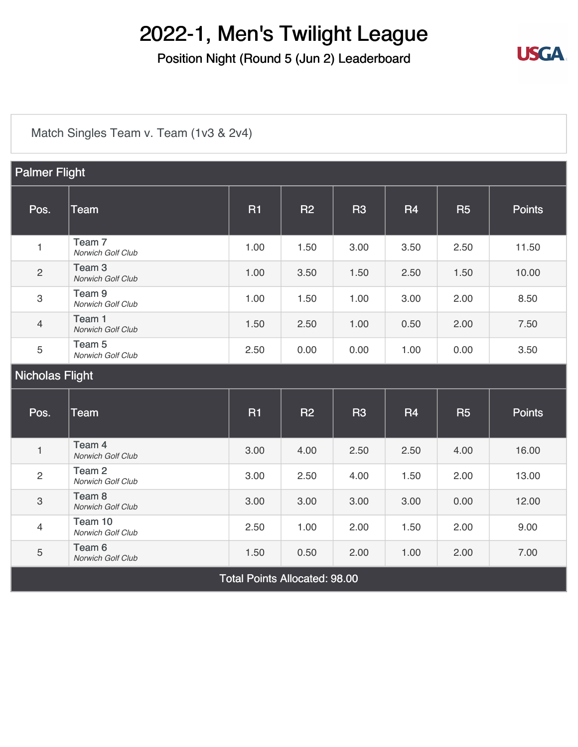# 2022-1, Men's Twilight League

## Position Night (Round 5 (Jun 2) Leaderboard

Match Singles Team v. Team (1v3 & 2v4)

| Palmer Flight | | | | | | | |
|---|---|---|---|---|---|---|---|
| **Pos.** | **Team** | **R1** | **R2** | **R3** | **R4** | **R5** | **Points** |
| 1 | Team 7 *Norwich Golf Club* | 1.00 | 1.50 | 3.00 | 3.50 | 2.50 | 11.50 |
| 2 | Team 3 *Norwich Golf Club* | 1.00 | 3.50 | 1.50 | 2.50 | 1.50 | 10.00 |
| 3 | Team 9 *Norwich Golf Club* | 1.00 | 1.50 | 1.00 | 3.00 | 2.00 | 8.50 |
| 4 | Team 1 *Norwich Golf Club* | 1.50 | 2.50 | 1.00 | 0.50 | 2.00 | 7.50 |
| 5 | Team 5 *Norwich Golf Club* | 2.50 | 0.00 | 0.00 | 1.00 | 0.00 | 3.50 |
| **Nicholas Flight** | | | | | | | |
| **Pos.** | **Team** | **R1** | **R2** | **R3** | **R4** | **R5** | **Points** |
| 1 | Team 4 *Norwich Golf Club* | 3.00 | 4.00 | 2.50 | 2.50 | 4.00 | 16.00 |
| 2 | Team 2 *Norwich Golf Club* | 3.00 | 2.50 | 4.00 | 1.50 | 2.00 | 13.00 |
| 3 | Team 8 *Norwich Golf Club* | 3.00 | 3.00 | 3.00 | 3.00 | 0.00 | 12.00 |
| 4 | Team 10 *Norwich Golf Club* | 2.50 | 1.00 | 2.00 | 1.50 | 2.00 | 9.00 |
| 5 | Team 6 *Norwich Golf Club* | 1.50 | 0.50 | 2.00 | 1.00 | 2.00 | 7.00 |
| Total Points Allocated: 98.00 | | | | | | | |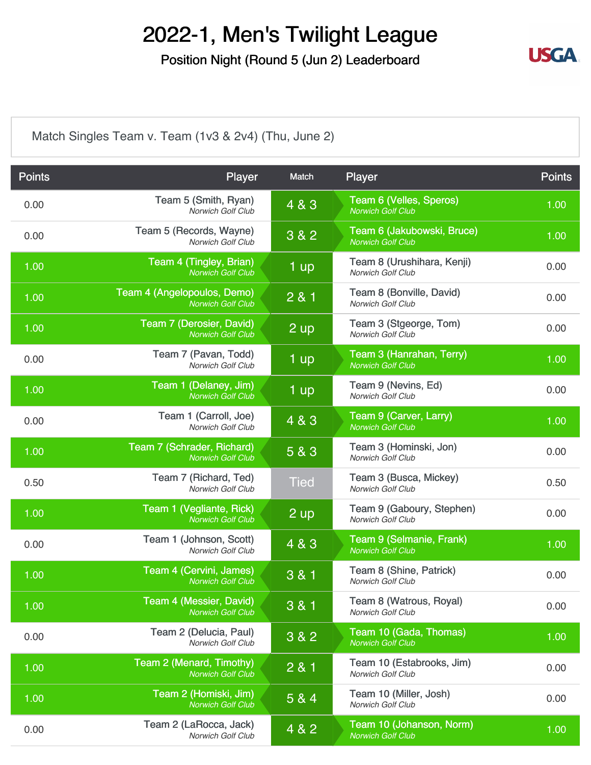# 2022-1, Men's Twilight League

## Position Night (Round 5 (Jun 2) Leaderboard

Match Singles Team v. Team (1v3 & 2v4) (Thu, June 2)

| Points | Player | Match | Player | Points |
|---|---|---|---|---|
| 0.00 | Team 5 (Smith, Ryan)<br>*Norwich Golf Club* | 4 & 3 | Team 6 (Velles, Speros)<br>*Norwich Golf Club* | 1.00 |
| 0.00 | Team 5 (Records, Wayne)<br>*Norwich Golf Club* | 3 & 2 | Team 6 (Jakubowski, Bruce)<br>*Norwich Golf Club* | 1.00 |
| 1.00 | Team 4 (Tingley, Brian)<br>*Norwich Golf Club* | 1 up | Team 8 (Urushihara, Kenji)<br>*Norwich Golf Club* | 0.00 |
| 1.00 | Team 4 (Angelopoulos, Demo)<br>*Norwich Golf Club* | 2 & 1 | Team 8 (Bonville, David)<br>*Norwich Golf Club* | 0.00 |
| 1.00 | Team 7 (Derosier, David)<br>*Norwich Golf Club* | 2 up | Team 3 (Stgeorge, Tom)<br>*Norwich Golf Club* | 0.00 |
| 0.00 | Team 7 (Pavan, Todd)<br>*Norwich Golf Club* | 1 up | Team 3 (Hanrahan, Terry)<br>*Norwich Golf Club* | 1.00 |
| 1.00 | Team 1 (Delaney, Jim)<br>*Norwich Golf Club* | 1 up | Team 9 (Nevins, Ed)<br>*Norwich Golf Club* | 0.00 |
| 0.00 | Team 1 (Carroll, Joe)<br>*Norwich Golf Club* | 4 & 3 | Team 9 (Carver, Larry)<br>*Norwich Golf Club* | 1.00 |
| 1.00 | Team 7 (Schrader, Richard)<br>*Norwich Golf Club* | 5 & 3 | Team 3 (Hominski, Jon)<br>*Norwich Golf Club* | 0.00 |
| 0.50 | Team 7 (Richard, Ted)<br>*Norwich Golf Club* | Tied | Team 3 (Busca, Mickey)<br>*Norwich Golf Club* | 0.50 |
| 1.00 | Team 1 (Vegliante, Rick)<br>*Norwich Golf Club* | 2 up | Team 9 (Gaboury, Stephen)<br>*Norwich Golf Club* | 0.00 |
| 0.00 | Team 1 (Johnson, Scott)<br>*Norwich Golf Club* | 4 & 3 | Team 9 (Selmanie, Frank)<br>*Norwich Golf Club* | 1.00 |
| 1.00 | Team 4 (Cervini, James)<br>*Norwich Golf Club* | 3 & 1 | Team 8 (Shine, Patrick)<br>*Norwich Golf Club* | 0.00 |
| 1.00 | Team 4 (Messier, David)<br>*Norwich Golf Club* | 3 & 1 | Team 8 (Watrous, Royal)<br>*Norwich Golf Club* | 0.00 |
| 0.00 | Team 2 (Delucia, Paul)<br>*Norwich Golf Club* | 3 & 2 | Team 10 (Gada, Thomas)<br>*Norwich Golf Club* | 1.00 |
| 1.00 | Team 2 (Menard, Timothy)<br>*Norwich Golf Club* | 2 & 1 | Team 10 (Estabrooks, Jim)<br>*Norwich Golf Club* | 0.00 |
| 1.00 | Team 2 (Homiski, Jim)<br>*Norwich Golf Club* | 5 & 4 | Team 10 (Miller, Josh)<br>*Norwich Golf Club* | 0.00 |
| 0.00 | Team 2 (LaRocca, Jack)<br>*Norwich Golf Club* | 4 & 2 | Team 10 (Johanson, Norm)<br>*Norwich Golf Club* | 1.00 |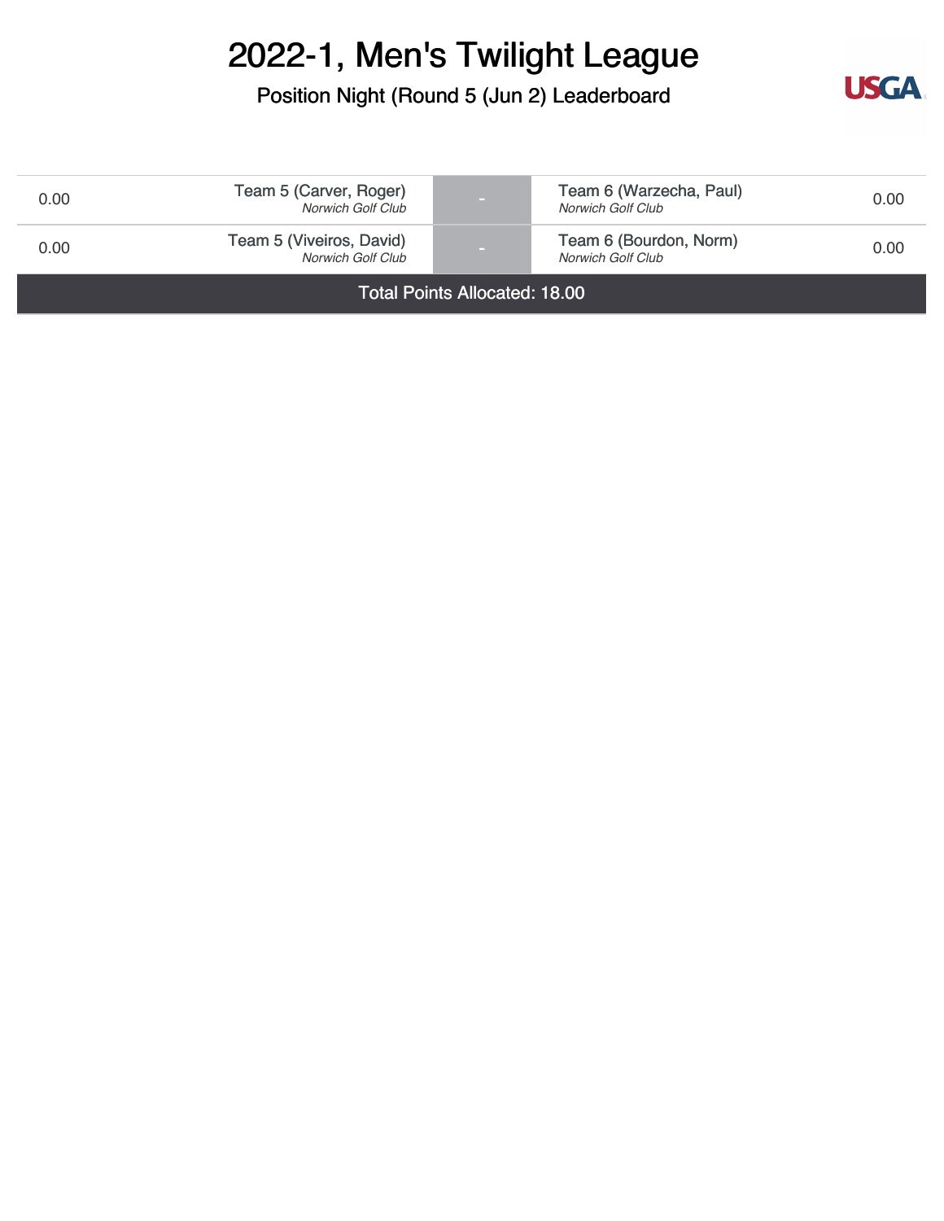# 2022-1, Men's Twilight League

## Position Night (Round 5 (Jun 2) Leaderboard

| | | | | |
|---|---|---|---|---|
| 0.00 | Team 5 (Carver, Roger) *Norwich Golf Club* | - | Team 6 (Warzecha, Paul) *Norwich Golf Club* | 0.00 |
| 0.00 | Team 5 (Viveiros, David) *Norwich Golf Club* | - | Team 6 (Bourdon, Norm) *Norwich Golf Club* | 0.00 |

Total Points Allocated: 18.00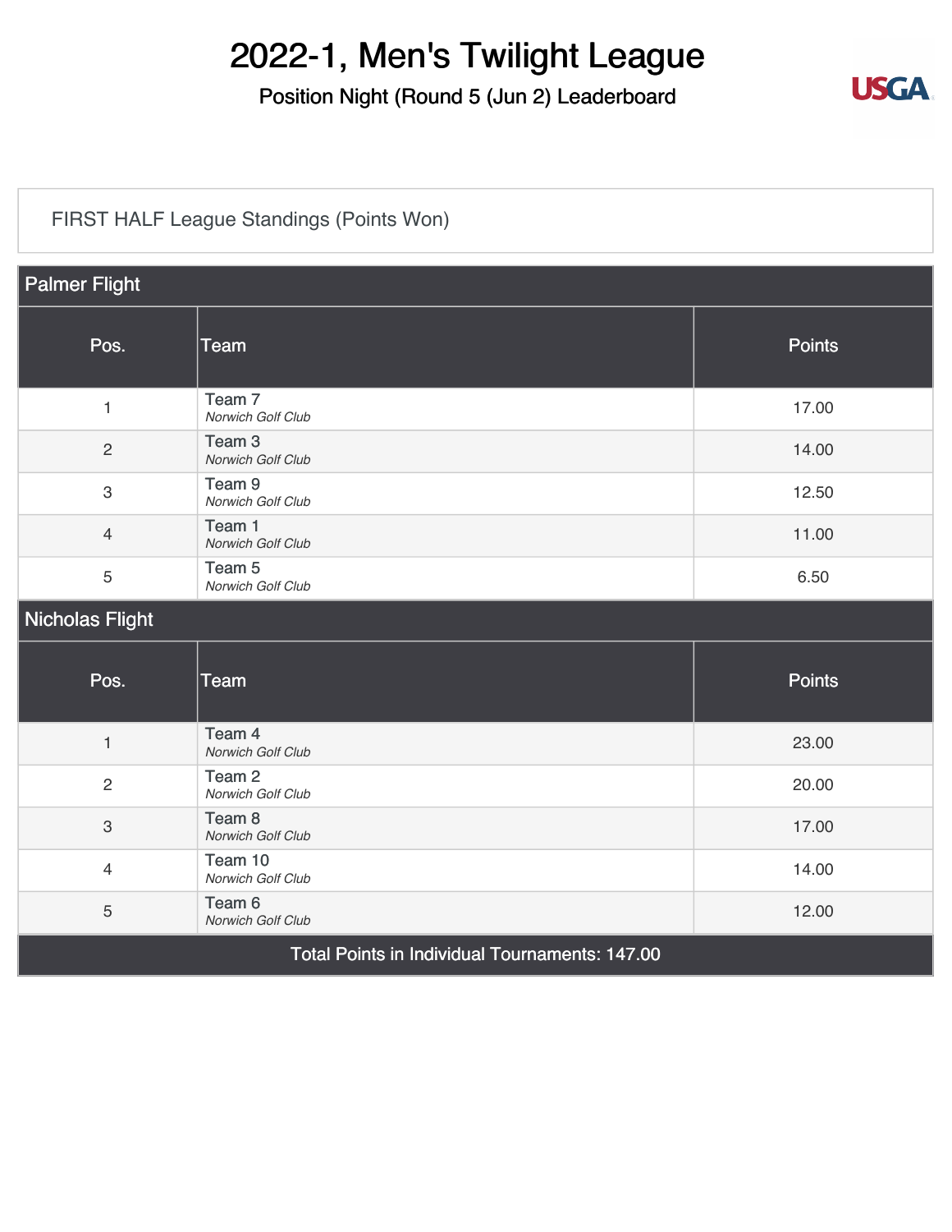# 2022-1, Men's Twilight League

## Position Night (Round 5 (Jun 2) Leaderboard

FIRST HALF League Standings (Points Won)

### Palmer Flight

| Pos. | Team | Points |
|---|---|---|
| 1 | Team 7<br>*Norwich Golf Club* | 17.00 |
| 2 | Team 3<br>*Norwich Golf Club* | 14.00 |
| 3 | Team 9<br>*Norwich Golf Club* | 12.50 |
| 4 | Team 1<br>*Norwich Golf Club* | 11.00 |
| 5 | Team 5<br>*Norwich Golf Club* | 6.50 |

### Nicholas Flight

| Pos. | Team | Points |
|---|---|---|
| 1 | Team 4<br>*Norwich Golf Club* | 23.00 |
| 2 | Team 2<br>*Norwich Golf Club* | 20.00 |
| 3 | Team 8<br>*Norwich Golf Club* | 17.00 |
| 4 | Team 10<br>*Norwich Golf Club* | 14.00 |
| 5 | Team 6<br>*Norwich Golf Club* | 12.00 |

Total Points in Individual Tournaments: 147.00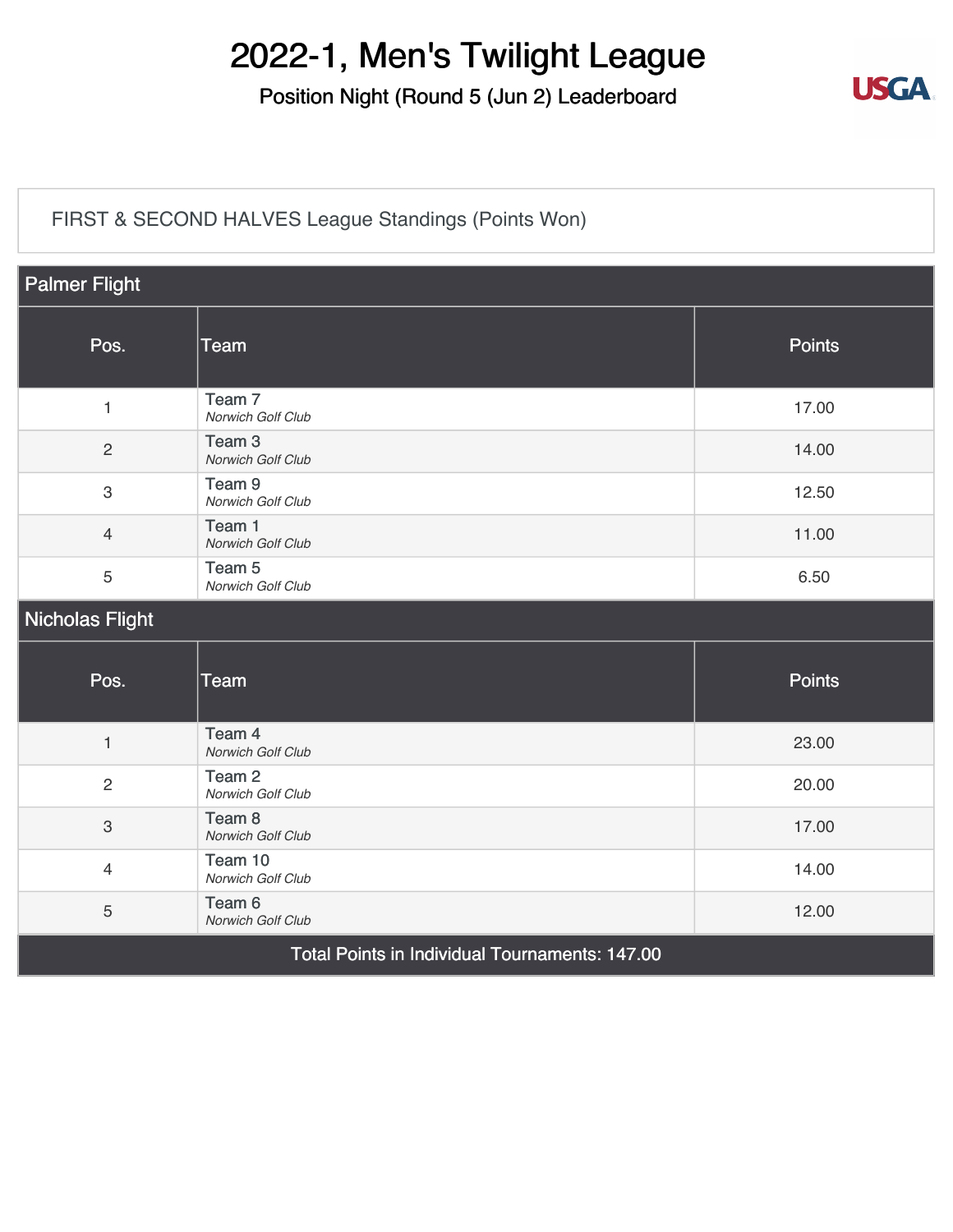# 2022-1, Men's Twilight League

Position Night (Round 5 (Jun 2) Leaderboard

FIRST & SECOND HALVES League Standings (Points Won)

## Palmer Flight

| Pos. | Team | Points |
|---|---|---|
| 1 | Team 7<br>*Norwich Golf Club* | 17.00 |
| 2 | Team 3<br>*Norwich Golf Club* | 14.00 |
| 3 | Team 9<br>*Norwich Golf Club* | 12.50 |
| 4 | Team 1<br>*Norwich Golf Club* | 11.00 |
| 5 | Team 5<br>*Norwich Golf Club* | 6.50 |

## Nicholas Flight

| Pos. | Team | Points |
|---|---|---|
| 1 | Team 4<br>*Norwich Golf Club* | 23.00 |
| 2 | Team 2<br>*Norwich Golf Club* | 20.00 |
| 3 | Team 8<br>*Norwich Golf Club* | 17.00 |
| 4 | Team 10<br>*Norwich Golf Club* | 14.00 |
| 5 | Team 6<br>*Norwich Golf Club* | 12.00 |

Total Points in Individual Tournaments: 147.00